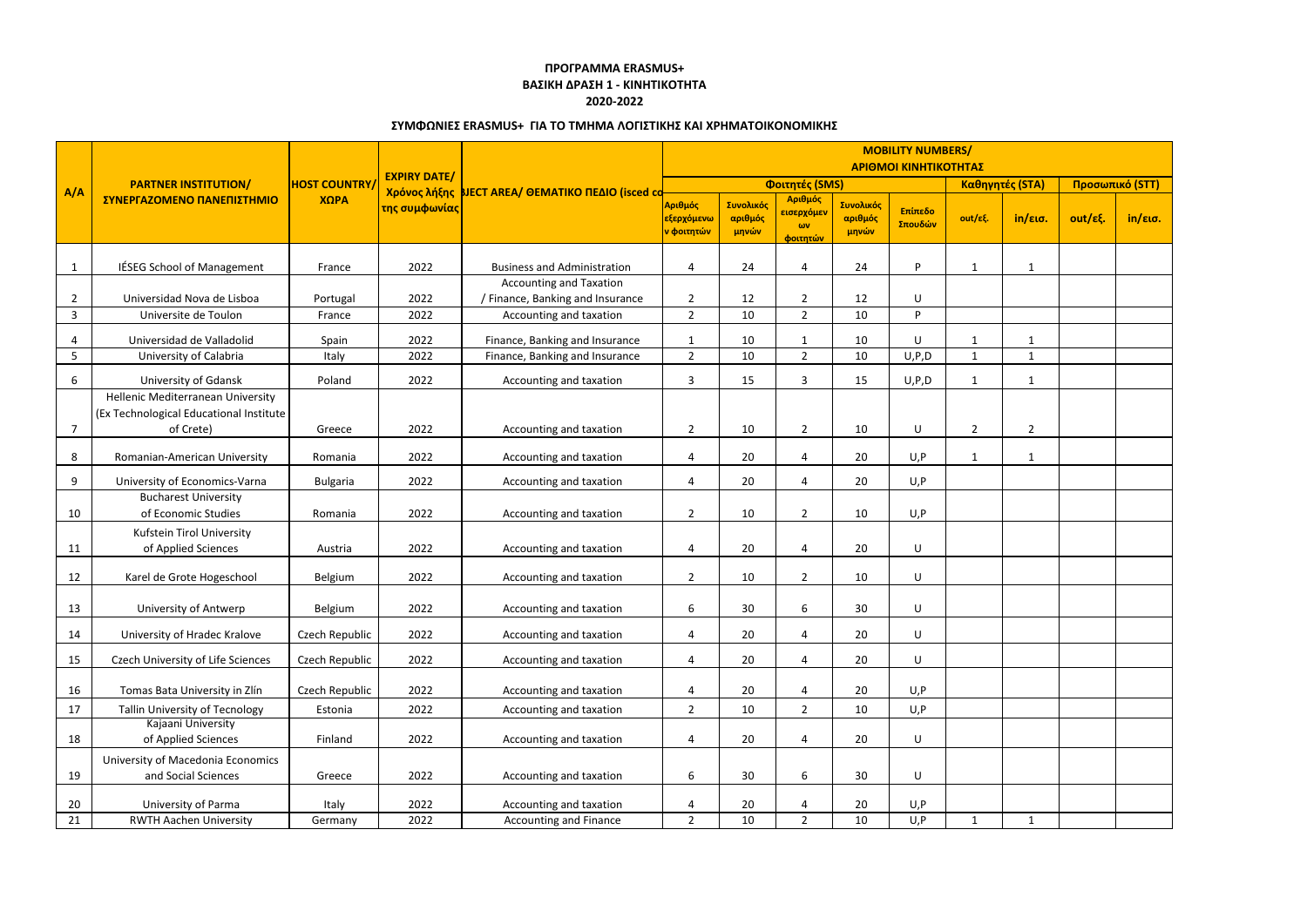**ΠΡΟΓΡΑΜΜΑ ERASMUS+**
**ΒΑΣΙΚΗ ΔΡΑΣΗ 1 - ΚΙΝΗΤΙΚΟΤΗΤΑ**
**2020-2022**

## ΣΥΜΦΩΝΙΕΣ ERASMUS+ ΓΙΑ ΤΟ ΤΜΗΜΑ ΛΟΓΙΣΤΙΚΗΣ ΚΑΙ ΧΡΗΜΑΤΟΙΚΟΝΟΜΙΚΗΣ

| A/A | PARTNER INSTITUTION/ ΣΥΝΕΡΓΑΖΟΜΕΝΟ ΠΑΝΕΠΙΣΤΗΜΙΟ | HOST COUNTRY/ ΧΩΡΑ | EXPIRY DATE/ Χρόνος λήξης της συμφωνίας | SUBJECT AREA/ ΘΕΜΑΤΙΚΟ ΠΕΔΙΟ (isced code) | MOBILITY NUMBERS/ ΑΡΙΘΜΟΙ ΚΙΝΗΤΙΚΟΤΗΤΑΣ | | | | | | | | |
|---|---|---|---|---|---|---|---|---|---|---|---|---|---|
| | | | | | Φοιτητές (SMS) | | | | | Καθηγητές (STA) | | Προσωπικό (STT) | |
| | | | | | Αριθμός εξερχόμενων φοιτητών | Συνολικός αριθμός μηνών | Αριθμός εισερχόμενων φοιτητών | Συνολικός αριθμός μηνών | Επίπεδο Σπουδών | out/εξ. | in/εισ. | out/εξ. | in/εισ. |
| 1 | IÉSEG School of Management | France | 2022 | Business and Administration | 4 | 24 | 4 | 24 | P | 1 | 1 | | |
| 2 | Universidad Nova de Lisboa | Portugal | 2022 | Accounting and Taxation / Finance, Banking and Insurance | 2 | 12 | 2 | 12 | U | | | | |
| 3 | Universite de Toulon | France | 2022 | Accounting and taxation | 2 | 10 | 2 | 10 | P | | | | |
| 4 | Universidad de Valladolid | Spain | 2022 | Finance, Banking and Insurance | 1 | 10 | 1 | 10 | U | 1 | 1 | | |
| 5 | University of Calabria | Italy | 2022 | Finance, Banking and Insurance | 2 | 10 | 2 | 10 | U,P,D | 1 | 1 | | |
| 6 | University of Gdansk | Poland | 2022 | Accounting and taxation | 3 | 15 | 3 | 15 | U,P,D | 1 | 1 | | |
| 7 | Hellenic Mediterranean University (Ex Technological Educational Institute of Crete) | Greece | 2022 | Accounting and taxation | 2 | 10 | 2 | 10 | U | 2 | 2 | | |
| 8 | Romanian-American University | Romania | 2022 | Accounting and taxation | 4 | 20 | 4 | 20 | U,P | 1 | 1 | | |
| 9 | University of Economics-Varna | Bulgaria | 2022 | Accounting and taxation | 4 | 20 | 4 | 20 | U,P | | | | |
| 10 | Bucharest University of Economic Studies | Romania | 2022 | Accounting and taxation | 2 | 10 | 2 | 10 | U,P | | | | |
| 11 | Kufstein Tirol University of Applied Sciences | Austria | 2022 | Accounting and taxation | 4 | 20 | 4 | 20 | U | | | | |
| 12 | Karel de Grote Hogeschool | Belgium | 2022 | Accounting and taxation | 2 | 10 | 2 | 10 | U | | | | |
| 13 | University of Antwerp | Belgium | 2022 | Accounting and taxation | 6 | 30 | 6 | 30 | U | | | | |
| 14 | University of Hradec Kralove | Czech Republic | 2022 | Accounting and taxation | 4 | 20 | 4 | 20 | U | | | | |
| 15 | Czech University of Life Sciences | Czech Republic | 2022 | Accounting and taxation | 4 | 20 | 4 | 20 | U | | | | |
| 16 | Tomas Bata University in Zlín | Czech Republic | 2022 | Accounting and taxation | 4 | 20 | 4 | 20 | U,P | | | | |
| 17 | Tallin University of Tecnology | Estonia | 2022 | Accounting and taxation | 2 | 10 | 2 | 10 | U,P | | | | |
| 18 | Kajaani University of Applied Sciences | Finland | 2022 | Accounting and taxation | 4 | 20 | 4 | 20 | U | | | | |
| 19 | University of Macedonia Economics and Social Sciences | Greece | 2022 | Accounting and taxation | 6 | 30 | 6 | 30 | U | | | | |
| 20 | University of Parma | Italy | 2022 | Accounting and taxation | 4 | 20 | 4 | 20 | U,P | | | | |
| 21 | RWTH Aachen University | Germany | 2022 | Accounting and Finance | 2 | 10 | 2 | 10 | U,P | 1 | 1 | | |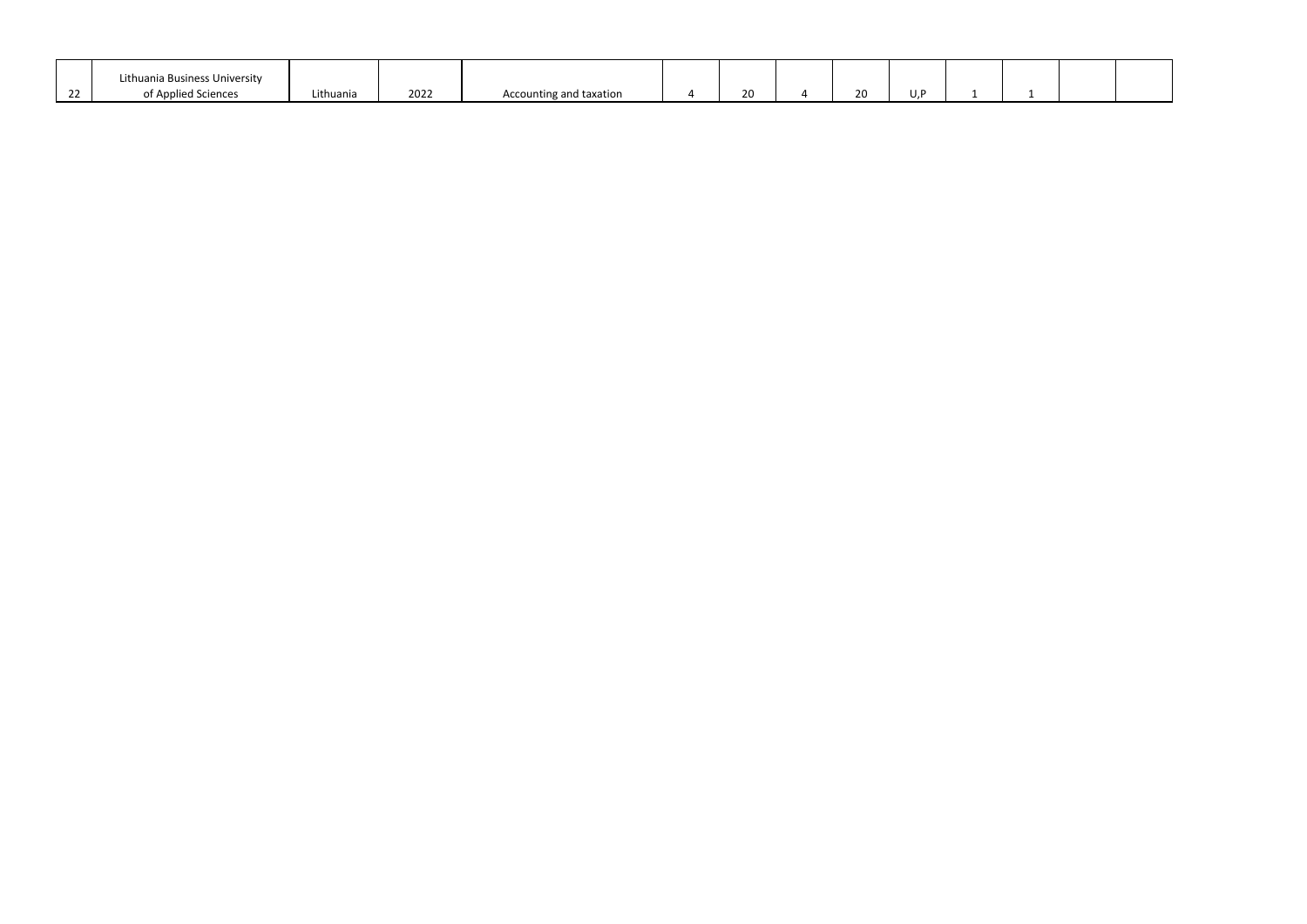| | | | | | | | | | | | | | |
|---|---|---|---|---|---|---|---|---|---|---|---|---|---|
| 22 | Lithuania Business University of Applied Sciences | Lithuania | 2022 | Accounting and taxation | 4 | 20 | 4 | 20 | U,P | 1 | 1 | | |